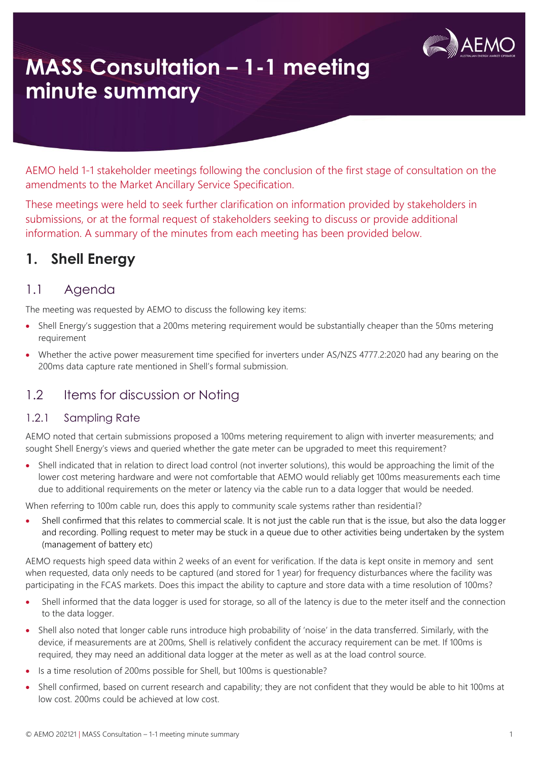// MASS Consultation – 1-1 meeting minute summary

AEMO held 1-1 stakeholder meetings following the conclusion of the first stage of consultation on the amendments to the Market Ancillary Service Specification.

These meetings were held to seek further clarification on information provided by stakeholders in submissions, or at the formal request of stakeholders seeking to discuss or provide additional information. A summary of the minutes from each meeting has been provided below.

## 1. Shell Energy

### 1.1 Agenda

The meeting was requested by AEMO to discuss the following key items:

- Shell Energy's suggestion that a 200ms metering requirement would be substantially cheaper than the 50ms metering requirement
- Whether the active power measurement time specified for inverters under AS/NZS 4777.2:2020 had any bearing on the 200ms data capture rate mentioned in Shell's formal submission.

### 1.2 Items for discussion or Noting

#### 1.2.1 Sampling Rate

AEMO noted that certain submissions proposed a 100ms metering requirement to align with inverter measurements; and sought Shell Energy's views and queried whether the gate meter can be upgraded to meet this requirement?

- Shell indicated that in relation to direct load control (not inverter solutions), this would be approaching the limit of the lower cost metering hardware and were not comfortable that AEMO would reliably get 100ms measurements each time due to additional requirements on the meter or latency via the cable run to a data logger that would be needed.

When referring to 100m cable run, does this apply to community scale systems rather than residential?

- Shell confirmed that this relates to commercial scale. It is not just the cable run that is the issue, but also the data logger and recording. Polling request to meter may be stuck in a queue due to other activities being undertaken by the system (management of battery etc)

AEMO requests high speed data within 2 weeks of an event for verification. If the data is kept onsite in memory and sent when requested, data only needs to be captured (and stored for 1 year) for frequency disturbances where the facility was participating in the FCAS markets. Does this impact the ability to capture and store data with a time resolution of 100ms?

- Shell informed that the data logger is used for storage, so all of the latency is due to the meter itself and the connection to the data logger.
- Shell also noted that longer cable runs introduce high probability of 'noise' in the data transferred. Similarly, with the device, if measurements are at 200ms, Shell is relatively confident the accuracy requirement can be met. If 100ms is required, they may need an additional data logger at the meter as well as at the load control source.
- Is a time resolution of 200ms possible for Shell, but 100ms is questionable?
- Shell confirmed, based on current research and capability; they are not confident that they would be able to hit 100ms at low cost. 200ms could be achieved at low cost.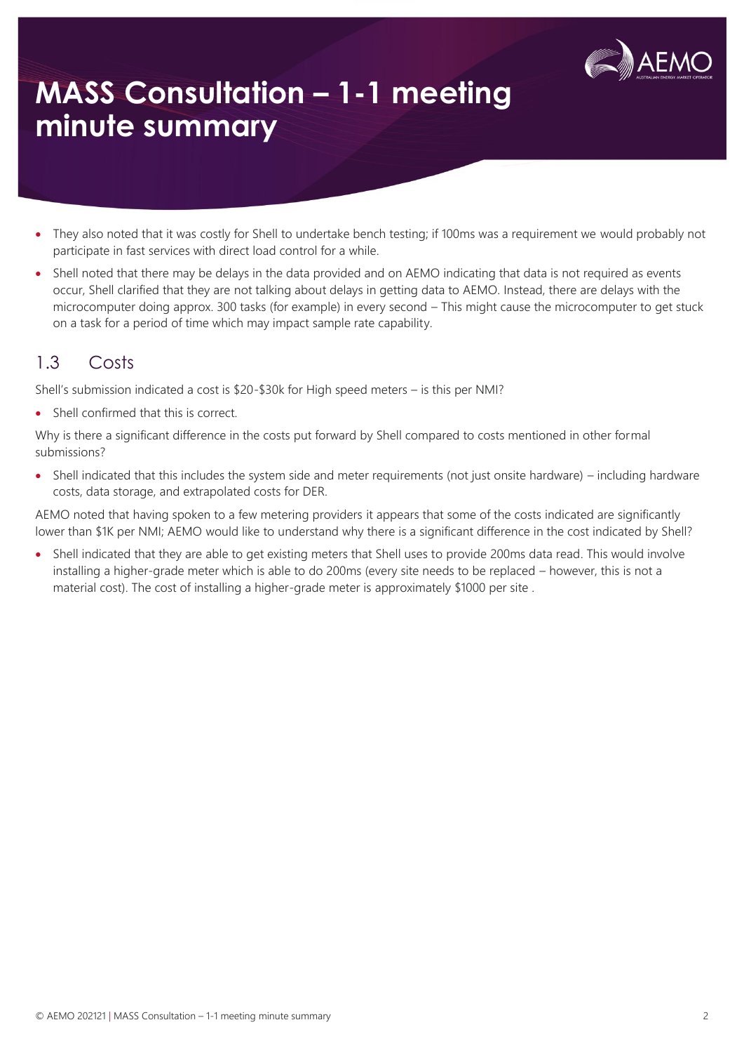- They also noted that it was costly for Shell to undertake bench testing; if 100ms was a requirement we would probably not participate in fast services with direct load control for a while.
- Shell noted that there may be delays in the data provided and on AEMO indicating that data is not required as events occur, Shell clarified that they are not talking about delays in getting data to AEMO. Instead, there are delays with the microcomputer doing approx. 300 tasks (for example) in every second – This might cause the microcomputer to get stuck on a task for a period of time which may impact sample rate capability.

## 1.3 Costs

Shell's submission indicated a cost is $20-$30k for High speed meters – is this per NMI?

- Shell confirmed that this is correct.

Why is there a significant difference in the costs put forward by Shell compared to costs mentioned in other formal submissions?

- Shell indicated that this includes the system side and meter requirements (not just onsite hardware) – including hardware costs, data storage, and extrapolated costs for DER.

AEMO noted that having spoken to a few metering providers it appears that some of the costs indicated are significantly lower than $1K per NMI; AEMO would like to understand why there is a significant difference in the cost indicated by Shell?

- Shell indicated that they are able to get existing meters that Shell uses to provide 200ms data read. This would involve installing a higher-grade meter which is able to do 200ms (every site needs to be replaced – however, this is not a material cost). The cost of installing a higher-grade meter is approximately $1000 per site .